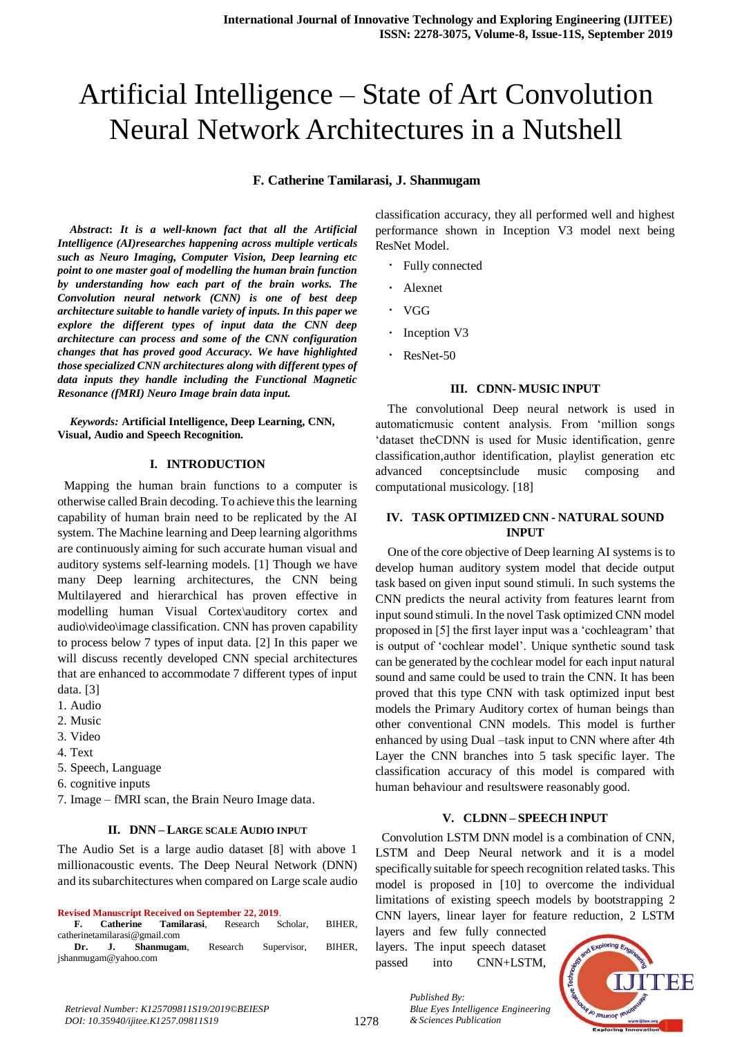# Artificial Intelligence – State of Art Convolution Neural Network Architectures in a Nutshell

**F. Catherine Tamilarasi, J. Shanmugam**

***Abstract*: *It is a well-known fact that all the Artificial Intelligence (AI)researches happening across multiple verticals such as Neuro Imaging, Computer Vision, Deep learning etc point to one master goal of modelling the human brain function by understanding how each part of the brain works. The Convolution neural network (CNN) is one of best deep architecture suitable to handle variety of inputs. In this paper we explore the different types of input data the CNN deep architecture can process and some of the CNN configuration changes that has proved good Accuracy. We have highlighted those specialized CNN architectures along with different types of data inputs they handle including the Functional Magnetic Resonance (fMRI) Neuro Image brain data input.***

***Keywords:* Artificial Intelligence, Deep Learning, CNN, Visual, Audio and Speech Recognition.**

## I. INTRODUCTION

Mapping the human brain functions to a computer is otherwise called Brain decoding. To achieve this the learning capability of human brain need to be replicated by the AI system. The Machine learning and Deep learning algorithms are continuously aiming for such accurate human visual and auditory systems self-learning models. [1] Though we have many Deep learning architectures, the CNN being Multilayered and hierarchical has proven effective in modelling human Visual Cortex\auditory cortex and audio\video\image classification. CNN has proven capability to process below 7 types of input data. [2] In this paper we will discuss recently developed CNN special architectures that are enhanced to accommodate 7 different types of input data. [3]

1. Audio
2. Music
3. Video
4. Text
5. Speech, Language
6. cognitive inputs
7. Image – fMRI scan, the Brain Neuro Image data.

## II. DNN – LARGE SCALE AUDIO INPUT

The Audio Set is a large audio dataset [8] with above 1 millionacoustic events. The Deep Neural Network (DNN) and its subarchitectures when compared on Large scale audio classification accuracy, they all performed well and highest performance shown in Inception V3 model next being ResNet Model.

- Fully connected
- Alexnet
- VGG
- Inception V3
- ResNet-50

## III. CDNN- MUSIC INPUT

The convolutional Deep neural network is used in automaticmusic content analysis. From 'million songs 'dataset theCDNN is used for Music identification, genre classification,author identification, playlist generation etc advanced conceptsinclude music composing and computational musicology. [18]

## IV. TASK OPTIMIZED CNN - NATURAL SOUND INPUT

One of the core objective of Deep learning AI systems is to develop human auditory system model that decide output task based on given input sound stimuli. In such systems the CNN predicts the neural activity from features learnt from input sound stimuli. In the novel Task optimized CNN model proposed in [5] the first layer input was a 'cochleagram' that is output of 'cochlear model'. Unique synthetic sound task can be generated by the cochlear model for each input natural sound and same could be used to train the CNN. It has been proved that this type CNN with task optimized input best models the Primary Auditory cortex of human beings than other conventional CNN models. This model is further enhanced by using Dual –task input to CNN where after 4th Layer the CNN branches into 5 task specific layer. The classification accuracy of this model is compared with human behaviour and resultswere reasonably good.

## V. CLDNN – SPEECH INPUT

Convolution LSTM DNN model is a combination of CNN, LSTM and Deep Neural network and it is a model specifically suitable for speech recognition related tasks. This model is proposed in [10] to overcome the individual limitations of existing speech models by bootstrapping 2 CNN layers, linear layer for feature reduction, 2 LSTM layers and few fully connected layers. The input speech dataset passed into CNN+LSTM,

**Revised Manuscript Received on September 22, 2019.**

**F. Catherine Tamilarasi**, Research Scholar, BIHER, catherinetamilarasi@gmail.com

**Dr. J. Shanmugam**, Research Supervisor, BIHER, jshanmugam@yahoo.com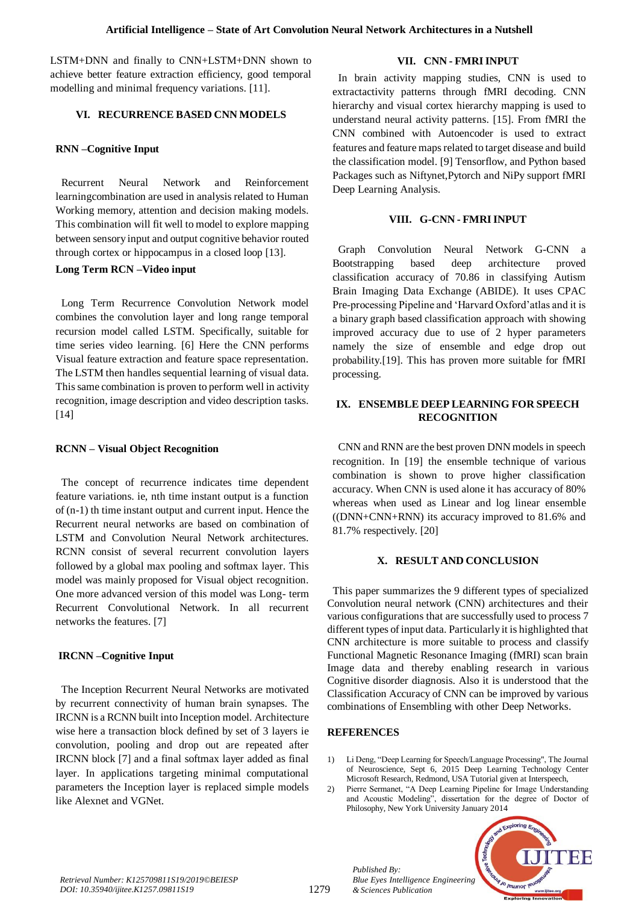LSTM+DNN and finally to CNN+LSTM+DNN shown to achieve better feature extraction efficiency, good temporal modelling and minimal frequency variations. [11].

## VI. RECURRENCE BASED CNN MODELS

### RNN –Cognitive Input

Recurrent Neural Network and Reinforcement learningcombination are used in analysis related to Human Working memory, attention and decision making models. This combination will fit well to model to explore mapping between sensory input and output cognitive behavior routed through cortex or hippocampus in a closed loop [13].

### Long Term RCN –Video input

Long Term Recurrence Convolution Network model combines the convolution layer and long range temporal recursion model called LSTM. Specifically, suitable for time series video learning. [6] Here the CNN performs Visual feature extraction and feature space representation. The LSTM then handles sequential learning of visual data. This same combination is proven to perform well in activity recognition, image description and video description tasks. [14]

### RCNN – Visual Object Recognition

The concept of recurrence indicates time dependent feature variations. ie, nth time instant output is a function of (n-1) th time instant output and current input. Hence the Recurrent neural networks are based on combination of LSTM and Convolution Neural Network architectures. RCNN consist of several recurrent convolution layers followed by a global max pooling and softmax layer. This model was mainly proposed for Visual object recognition. One more advanced version of this model was Long- term Recurrent Convolutional Network. In all recurrent networks the features. [7]

### IRCNN –Cognitive Input

The Inception Recurrent Neural Networks are motivated by recurrent connectivity of human brain synapses. The IRCNN is a RCNN built into Inception model. Architecture wise here a transaction block defined by set of 3 layers ie convolution, pooling and drop out are repeated after IRCNN block [7] and a final softmax layer added as final layer. In applications targeting minimal computational parameters the Inception layer is replaced simple models like Alexnet and VGNet.

## VII. CNN - FMRI INPUT

In brain activity mapping studies, CNN is used to extractactivity patterns through fMRI decoding. CNN hierarchy and visual cortex hierarchy mapping is used to understand neural activity patterns. [15]. From fMRI the CNN combined with Autoencoder is used to extract features and feature maps related to target disease and build the classification model. [9] Tensorflow, and Python based Packages such as Niftynet,Pytorch and NiPy support fMRI Deep Learning Analysis.

## VIII. G-CNN - FMRI INPUT

Graph Convolution Neural Network G-CNN a Bootstrapping based deep architecture proved classification accuracy of 70.86 in classifying Autism Brain Imaging Data Exchange (ABIDE). It uses CPAC Pre-processing Pipeline and 'Harvard Oxford'atlas and it is a binary graph based classification approach with showing improved accuracy due to use of 2 hyper parameters namely the size of ensemble and edge drop out probability.[19]. This has proven more suitable for fMRI processing.

## IX. ENSEMBLE DEEP LEARNING FOR SPEECH RECOGNITION

CNN and RNN are the best proven DNN models in speech recognition. In [19] the ensemble technique of various combination is shown to prove higher classification accuracy. When CNN is used alone it has accuracy of 80% whereas when used as Linear and log linear ensemble ((DNN+CNN+RNN) its accuracy improved to 81.6% and 81.7% respectively. [20]

## X. RESULT AND CONCLUSION

This paper summarizes the 9 different types of specialized Convolution neural network (CNN) architectures and their various configurations that are successfully used to process 7 different types of input data. Particularly it is highlighted that CNN architecture is more suitable to process and classify Functional Magnetic Resonance Imaging (fMRI) scan brain Image data and thereby enabling research in various Cognitive disorder diagnosis. Also it is understood that the Classification Accuracy of CNN can be improved by various combinations of Ensembling with other Deep Networks.

## REFERENCES

1) Li Deng, "Deep Learning for Speech/Language Processing", The Journal of Neuroscience, Sept 6, 2015 Deep Learning Technology Center Microsoft Research, Redmond, USA Tutorial given at Interspeech,
2) Pierre Sermanet, "A Deep Learning Pipeline for Image Understanding and Acoustic Modeling", dissertation for the degree of Doctor of Philosophy, New York University January 2014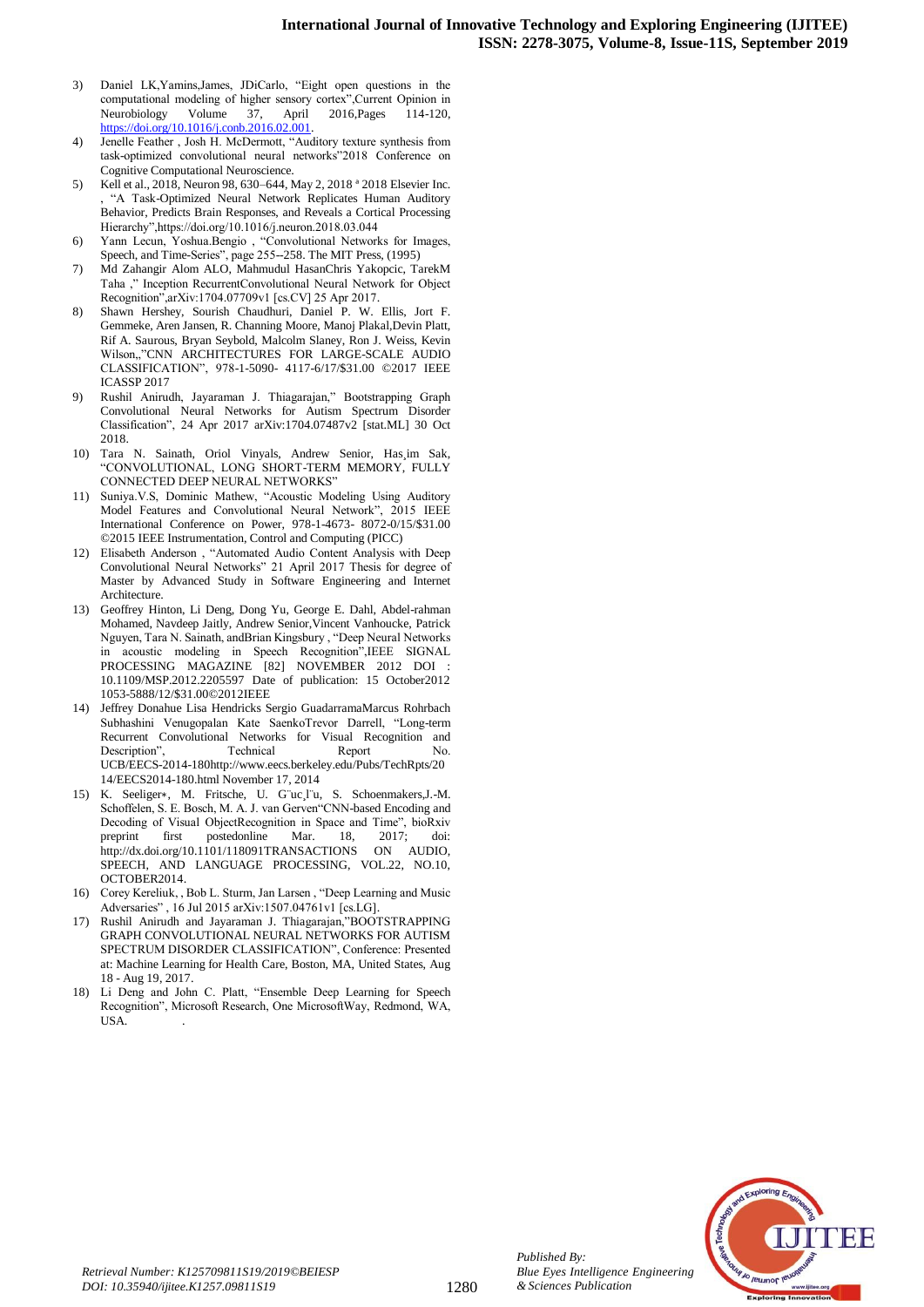3) Daniel LK,Yamins,James, JDiCarlo, "Eight open questions in the computational modeling of higher sensory cortex",Current Opinion in Neurobiology Volume 37, April 2016,Pages 114-120, https://doi.org/10.1016/j.conb.2016.02.001.
4) Jenelle Feather , Josh H. McDermott, "Auditory texture synthesis from task-optimized convolutional neural networks"2018 Conference on Cognitive Computational Neuroscience.
5) Kell et al., 2018, Neuron 98, 630–644, May 2, 2018 ª 2018 Elsevier Inc. , "A Task-Optimized Neural Network Replicates Human Auditory Behavior, Predicts Brain Responses, and Reveals a Cortical Processing Hierarchy",https://doi.org/10.1016/j.neuron.2018.03.044
6) Yann Lecun, Yoshua.Bengio , "Convolutional Networks for Images, Speech, and Time-Series", page 255--258. The MIT Press, (1995)
7) Md Zahangir Alom ALO, Mahmudul HasanChris Yakopcic, TarekM Taha ," Inception RecurrentConvolutional Neural Network for Object Recognition",arXiv:1704.07709v1 [cs.CV] 25 Apr 2017.
8) Shawn Hershey, Sourish Chaudhuri, Daniel P. W. Ellis, Jort F. Gemmeke, Aren Jansen, R. Channing Moore, Manoj Plakal,Devin Platt, Rif A. Saurous, Bryan Seybold, Malcolm Slaney, Ron J. Weiss, Kevin Wilson,,"CNN ARCHITECTURES FOR LARGE-SCALE AUDIO CLASSIFICATION", 978-1-5090- 4117-6/17/$31.00 ©2017 IEEE ICASSP 2017
9) Rushil Anirudh, Jayaraman J. Thiagarajan," Bootstrapping Graph Convolutional Neural Networks for Autism Spectrum Disorder Classification", 24 Apr 2017 arXiv:1704.07487v2 [stat.ML] 30 Oct 2018.
10) Tara N. Sainath, Oriol Vinyals, Andrew Senior, Has¸im Sak, "CONVOLUTIONAL, LONG SHORT-TERM MEMORY, FULLY CONNECTED DEEP NEURAL NETWORKS"
11) Suniya.V.S, Dominic Mathew, "Acoustic Modeling Using Auditory Model Features and Convolutional Neural Network", 2015 IEEE International Conference on Power, 978-1-4673- 8072-0/15/$31.00 ©2015 IEEE Instrumentation, Control and Computing (PICC)
12) Elisabeth Anderson , "Automated Audio Content Analysis with Deep Convolutional Neural Networks" 21 April 2017 Thesis for degree of Master by Advanced Study in Software Engineering and Internet Architecture.
13) Geoffrey Hinton, Li Deng, Dong Yu, George E. Dahl, Abdel-rahman Mohamed, Navdeep Jaitly, Andrew Senior,Vincent Vanhoucke, Patrick Nguyen, Tara N. Sainath, andBrian Kingsbury , "Deep Neural Networks in acoustic modeling in Speech Recognition",IEEE SIGNAL PROCESSING MAGAZINE [82] NOVEMBER 2012 DOI : 10.1109/MSP.2012.2205597 Date of publication: 15 October2012 1053-5888/12/$31.00©2012IEEE
14) Jeffrey Donahue Lisa Hendricks Sergio GuadarramaMarcus Rohrbach Subhashini Venugopalan Kate SaenkoTrevor Darrell, "Long-term Recurrent Convolutional Networks for Visual Recognition and Description", Technical Report No. UCB/EECS-2014-180http://www.eecs.berkeley.edu/Pubs/TechRpts/2014/EECS2014-180.html November 17, 2014
15) K. Seeliger∗, M. Fritsche, U. G¨uc¸l¨u, S. Schoenmakers,J.-M. Schoffelen, S. E. Bosch, M. A. J. van Gerven"CNN-based Encoding and Decoding of Visual ObjectRecognition in Space and Time", bioRxiv preprint first postedonline Mar. 18, 2017; doi: http://dx.doi.org/10.1101/118091TRANSACTIONS ON AUDIO, SPEECH, AND LANGUAGE PROCESSING, VOL.22, NO.10, OCTOBER2014.
16) Corey Kereliuk, , Bob L. Sturm, Jan Larsen , "Deep Learning and Music Adversaries" , 16 Jul 2015 arXiv:1507.04761v1 [cs.LG].
17) Rushil Anirudh and Jayaraman J. Thiagarajan,"BOOTSTRAPPING GRAPH CONVOLUTIONAL NEURAL NETWORKS FOR AUTISM SPECTRUM DISORDER CLASSIFICATION", Conference: Presented at: Machine Learning for Health Care, Boston, MA, United States, Aug 18 - Aug 19, 2017.
18) Li Deng and John C. Platt, "Ensemble Deep Learning for Speech Recognition", Microsoft Research, One MicrosoftWay, Redmond, WA, USA.